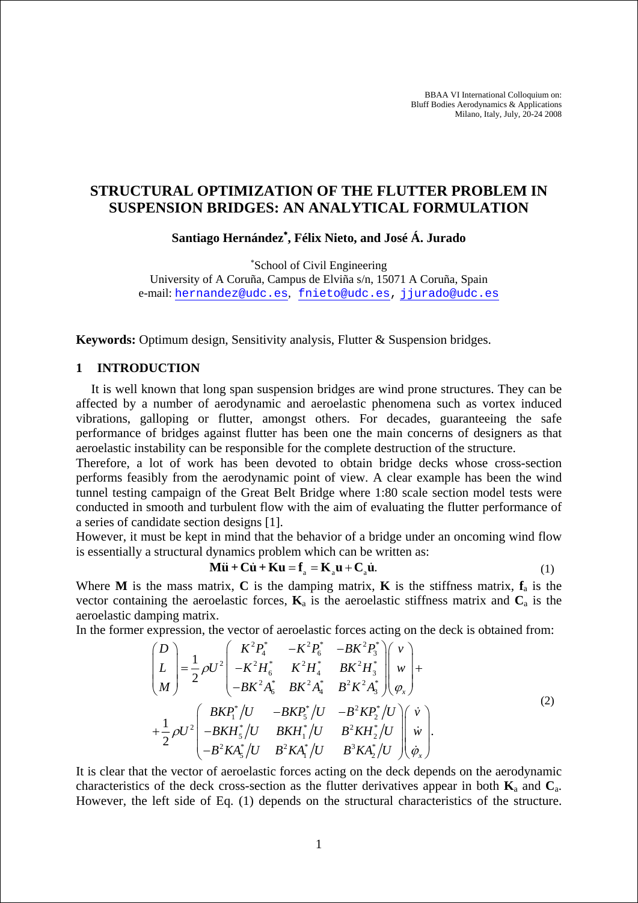# STRUCTURAL OPTIMIZATION OF THE FLUTTER PROBLEM IN SUSPENSION BRIDGES: AN ANALYTICAL FORMULATION

**Santiago Hernández\*, Félix Nieto, and José Á. Jurado**

\*School of Civil Engineering
University of A Coruña, Campus de Elviña s/n, 15071 A Coruña, Spain
e-mail: hernandez@udc.es, fnieto@udc.es, jjurado@udc.es

**Keywords:** Optimum design, Sensitivity analysis, Flutter & Suspension bridges.

## 1 INTRODUCTION

It is well known that long span suspension bridges are wind prone structures. They can be affected by a number of aerodynamic and aeroelastic phenomena such as vortex induced vibrations, galloping or flutter, amongst others. For decades, guaranteeing the safe performance of bridges against flutter has been one the main concerns of designers as that aeroelastic instability can be responsible for the complete destruction of the structure.

Therefore, a lot of work has been devoted to obtain bridge decks whose cross-section performs feasibly from the aerodynamic point of view. A clear example has been the wind tunnel testing campaign of the Great Belt Bridge where 1:80 scale section model tests were conducted in smooth and turbulent flow with the aim of evaluating the flutter performance of a series of candidate section designs [1].

However, it must be kept in mind that the behavior of a bridge under an oncoming wind flow is essentially a structural dynamics problem which can be written as:

$$\mathbf{M}\ddot{\mathbf{u}} + \mathbf{C}\dot{\mathbf{u}} + \mathbf{K}\mathbf{u} = \mathbf{f}_a = \mathbf{K}_a\mathbf{u} + \mathbf{C}_a\dot{\mathbf{u}}. \tag{1}$$

Where $\mathbf{M}$ is the mass matrix, $\mathbf{C}$ is the damping matrix, $\mathbf{K}$ is the stiffness matrix, $\mathbf{f}_a$ is the vector containing the aeroelastic forces, $\mathbf{K}_a$ is the aeroelastic stiffness matrix and $\mathbf{C}_a$ is the aeroelastic damping matrix.

In the former expression, the vector of aeroelastic forces acting on the deck is obtained from:

$$\begin{pmatrix} D \\ L \\ M \end{pmatrix} = \frac{1}{2}\rho U^2 \begin{pmatrix} K^2 P_4^* & -K^2 P_6^* & -BK^2 P_3^* \\ -K^2 H_6^* & K^2 H_4^* & BK^2 H_3^* \\ -BK^2 A_6^* & BK^2 A_4^* & B^2 K^2 A_3^* \end{pmatrix} \begin{pmatrix} v \\ w \\ \varphi_x \end{pmatrix} + \frac{1}{2}\rho U^2 \begin{pmatrix} BKP_1^*/U & -BKP_5^*/U & -B^2KP_2^*/U \\ -BKH_5^*/U & BKH_1^*/U & B^2KH_2^*/U \\ -B^2KA_5^*/U & B^2KA_1^*/U & B^3KA_2^*/U \end{pmatrix} \begin{pmatrix} \dot{v} \\ \dot{w} \\ \dot{\varphi}_x \end{pmatrix}. \tag{2}$$

It is clear that the vector of aeroelastic forces acting on the deck depends on the aerodynamic characteristics of the deck cross-section as the flutter derivatives appear in both $\mathbf{K}_a$ and $\mathbf{C}_a$. However, the left side of Eq. (1) depends on the structural characteristics of the structure.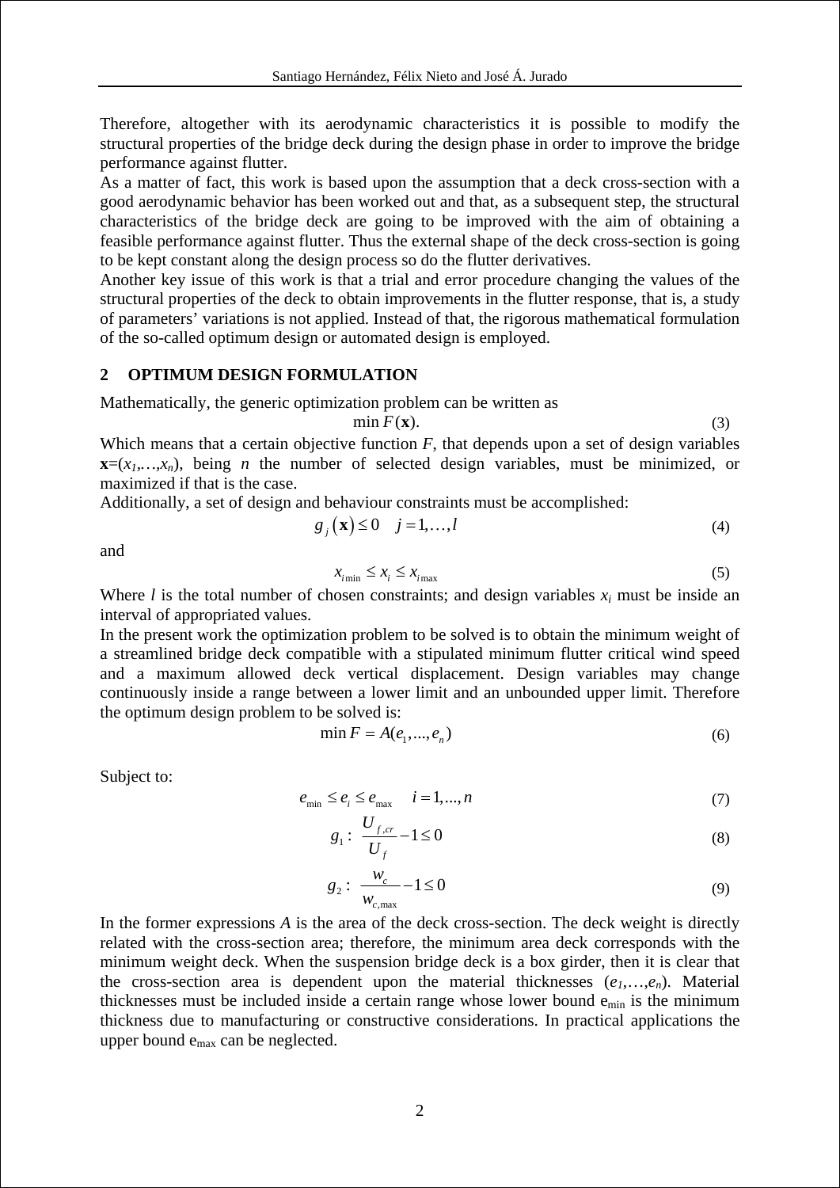Therefore, altogether with its aerodynamic characteristics it is possible to modify the structural properties of the bridge deck during the design phase in order to improve the bridge performance against flutter.

As a matter of fact, this work is based upon the assumption that a deck cross-section with a good aerodynamic behavior has been worked out and that, as a subsequent step, the structural characteristics of the bridge deck are going to be improved with the aim of obtaining a feasible performance against flutter. Thus the external shape of the deck cross-section is going to be kept constant along the design process so do the flutter derivatives.

Another key issue of this work is that a trial and error procedure changing the values of the structural properties of the deck to obtain improvements in the flutter response, that is, a study of parameters' variations is not applied. Instead of that, the rigorous mathematical formulation of the so-called optimum design or automated design is employed.

## 2 OPTIMUM DESIGN FORMULATION

Mathematically, the generic optimization problem can be written as

$$\min F(\mathbf{x}). \tag{3}$$

Which means that a certain objective function $F$, that depends upon a set of design variables $\mathbf{x}=(x_1,\ldots,x_n)$, being $n$ the number of selected design variables, must be minimized, or maximized if that is the case.

Additionally, a set of design and behaviour constraints must be accomplished:

$$g_j(\mathbf{x}) \le 0 \quad j=1,\ldots,l \tag{4}$$

and

$$x_{i\min} \le x_i \le x_{i\max} \tag{5}$$

Where $l$ is the total number of chosen constraints; and design variables $x_i$ must be inside an interval of appropriated values.

In the present work the optimization problem to be solved is to obtain the minimum weight of a streamlined bridge deck compatible with a stipulated minimum flutter critical wind speed and a maximum allowed deck vertical displacement. Design variables may change continuously inside a range between a lower limit and an unbounded upper limit. Therefore the optimum design problem to be solved is:

$$\min F = A(e_1,\ldots,e_n) \tag{6}$$

Subject to:

$$e_{\min} \le e_i \le e_{\max} \quad i=1,\ldots,n \tag{7}$$

$$g_1 : \ \frac{U_{f,cr}}{U_f} - 1 \le 0 \tag{8}$$

$$g_2 : \ \frac{w_c}{w_{c,\max}} - 1 \le 0 \tag{9}$$

In the former expressions $A$ is the area of the deck cross-section. The deck weight is directly related with the cross-section area; therefore, the minimum area deck corresponds with the minimum weight deck. When the suspension bridge deck is a box girder, then it is clear that the cross-section area is dependent upon the material thicknesses ($e_1,\ldots,e_n$). Material thicknesses must be included inside a certain range whose lower bound $e_{\min}$ is the minimum thickness due to manufacturing or constructive considerations. In practical applications the upper bound $e_{\max}$ can be neglected.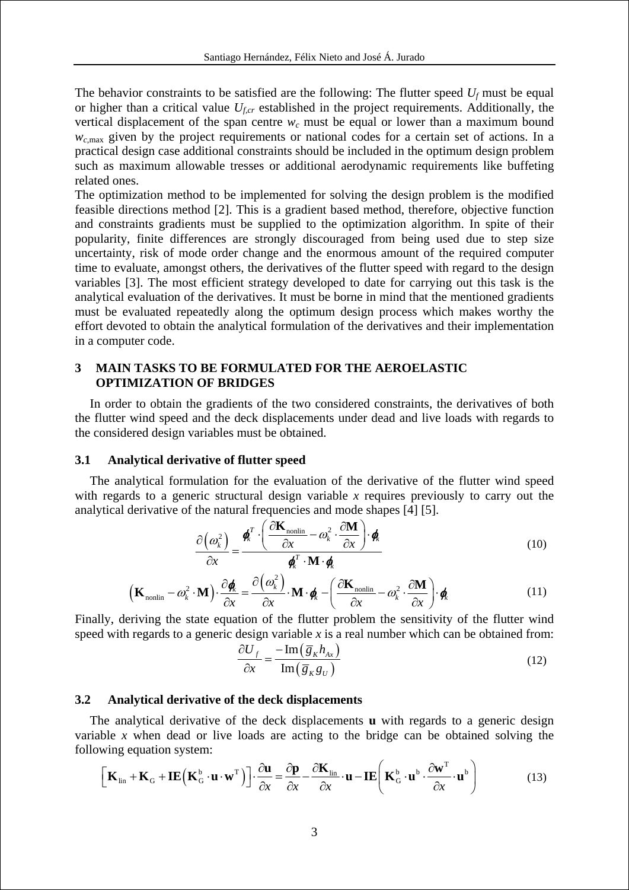The behavior constraints to be satisfied are the following: The flutter speed $U_f$ must be equal or higher than a critical value $U_{f,cr}$ established in the project requirements. Additionally, the vertical displacement of the span centre $w_c$ must be equal or lower than a maximum bound $w_{c,\max}$ given by the project requirements or national codes for a certain set of actions. In a practical design case additional constraints should be included in the optimum design problem such as maximum allowable tresses or additional aerodynamic requirements like buffeting related ones.

The optimization method to be implemented for solving the design problem is the modified feasible directions method [2]. This is a gradient based method, therefore, objective function and constraints gradients must be supplied to the optimization algorithm. In spite of their popularity, finite differences are strongly discouraged from being used due to step size uncertainty, risk of mode order change and the enormous amount of the required computer time to evaluate, amongst others, the derivatives of the flutter speed with regard to the design variables [3]. The most efficient strategy developed to date for carrying out this task is the analytical evaluation of the derivatives. It must be borne in mind that the mentioned gradients must be evaluated repeatedly along the optimum design process which makes worthy the effort devoted to obtain the analytical formulation of the derivatives and their implementation in a computer code.

## 3 MAIN TASKS TO BE FORMULATED FOR THE AEROELASTIC OPTIMIZATION OF BRIDGES

In order to obtain the gradients of the two considered constraints, the derivatives of both the flutter wind speed and the deck displacements under dead and live loads with regards to the considered design variables must be obtained.

### 3.1 Analytical derivative of flutter speed

The analytical formulation for the evaluation of the derivative of the flutter wind speed with regards to a generic structural design variable $x$ requires previously to carry out the analytical derivative of the natural frequencies and mode shapes [4] [5].

$$\frac{\partial\left(\omega_k^2\right)}{\partial x}=\frac{\boldsymbol{\varphi}_k^T\cdot\left(\dfrac{\partial\mathbf{K}_{\text{nonlin}}}{\partial x}-\omega_k^2\cdot\dfrac{\partial\mathbf{M}}{\partial x}\right)\cdot\boldsymbol{\varphi}_k}{\boldsymbol{\varphi}_k^T\cdot\mathbf{M}\cdot\boldsymbol{\varphi}_k}\tag{10}$$

$$\left(\mathbf{K}_{\text{nonlin}}-\omega_k^2\cdot\mathbf{M}\right)\cdot\frac{\partial\boldsymbol{\varphi}_k}{\partial x}=\frac{\partial\left(\omega_k^2\right)}{\partial x}\cdot\mathbf{M}\cdot\boldsymbol{\varphi}_k-\left(\frac{\partial\mathbf{K}_{\text{nonlin}}}{\partial x}-\omega_k^2\cdot\frac{\partial\mathbf{M}}{\partial x}\right)\cdot\boldsymbol{\varphi}_k\tag{11}$$

Finally, deriving the state equation of the flutter problem the sensitivity of the flutter wind speed with regards to a generic design variable $x$ is a real number which can be obtained from:

$$\frac{\partial U_f}{\partial x}=\frac{-\operatorname{Im}\left(\bar{g}_K h_{Ax}\right)}{\operatorname{Im}\left(\bar{g}_K g_U\right)}\tag{12}$$

### 3.2 Analytical derivative of the deck displacements

The analytical derivative of the deck displacements $\mathbf{u}$ with regards to a generic design variable $x$ when dead or live loads are acting to the bridge can be obtained solving the following equation system:

$$\left[\mathbf{K}_{\text{lin}}+\mathbf{K}_{\text{G}}+\mathbf{IE}\left(\mathbf{K}_{\text{G}}^{\text{b}}\cdot\mathbf{u}\cdot\mathbf{w}^{\text{T}}\right)\right]\cdot\frac{\partial\mathbf{u}}{\partial x}=\frac{\partial\mathbf{p}}{\partial x}-\frac{\partial\mathbf{K}_{\text{lin}}}{\partial x}\cdot\mathbf{u}-\mathbf{IE}\left(\mathbf{K}_{\text{G}}^{\text{b}}\cdot\mathbf{u}^{\text{b}}\cdot\frac{\partial\mathbf{w}^{\text{T}}}{\partial x}\cdot\mathbf{u}^{\text{b}}\right)\tag{13}$$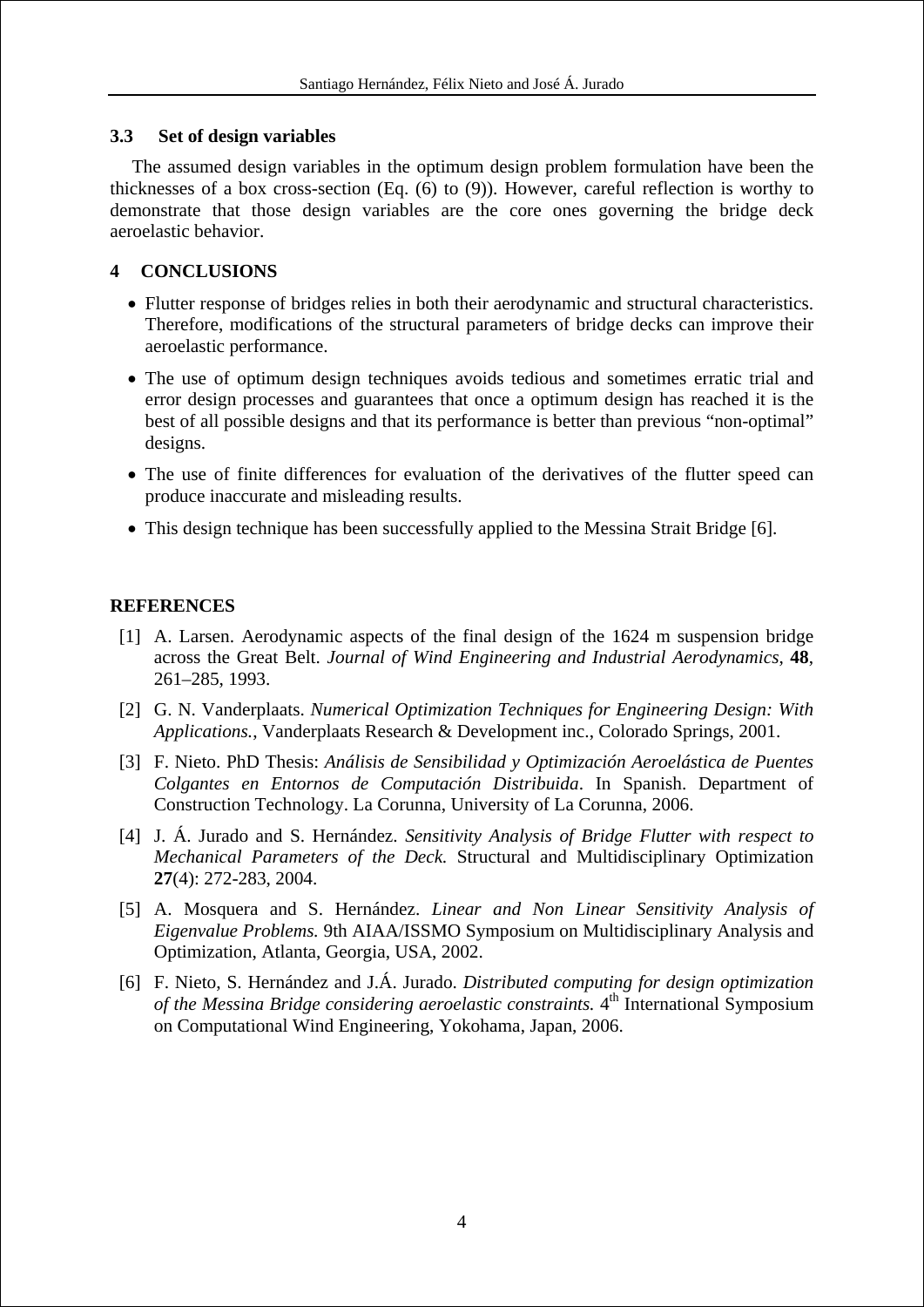### 3.3 Set of design variables

The assumed design variables in the optimum design problem formulation have been the thicknesses of a box cross-section (Eq. (6) to (9)). However, careful reflection is worthy to demonstrate that those design variables are the core ones governing the bridge deck aeroelastic behavior.

## 4 CONCLUSIONS

- Flutter response of bridges relies in both their aerodynamic and structural characteristics. Therefore, modifications of the structural parameters of bridge decks can improve their aeroelastic performance.
- The use of optimum design techniques avoids tedious and sometimes erratic trial and error design processes and guarantees that once a optimum design has reached it is the best of all possible designs and that its performance is better than previous "non-optimal" designs.
- The use of finite differences for evaluation of the derivatives of the flutter speed can produce inaccurate and misleading results.
- This design technique has been successfully applied to the Messina Strait Bridge [6].

## REFERENCES

[1] A. Larsen. Aerodynamic aspects of the final design of the 1624 m suspension bridge across the Great Belt. *Journal of Wind Engineering and Industrial Aerodynamics*, **48**, 261–285, 1993.

[2] G. N. Vanderplaats. *Numerical Optimization Techniques for Engineering Design: With Applications.*, Vanderplaats Research & Development inc., Colorado Springs, 2001.

[3] F. Nieto. PhD Thesis: *Análisis de Sensibilidad y Optimización Aeroelástica de Puentes Colgantes en Entornos de Computación Distribuida*. In Spanish. Department of Construction Technology. La Corunna, University of La Corunna, 2006.

[4] J. Á. Jurado and S. Hernández. *Sensitivity Analysis of Bridge Flutter with respect to Mechanical Parameters of the Deck.* Structural and Multidisciplinary Optimization **27**(4): 272-283, 2004.

[5] A. Mosquera and S. Hernández. *Linear and Non Linear Sensitivity Analysis of Eigenvalue Problems.* 9th AIAA/ISSMO Symposium on Multidisciplinary Analysis and Optimization, Atlanta, Georgia, USA, 2002.

[6] F. Nieto, S. Hernández and J.Á. Jurado. *Distributed computing for design optimization of the Messina Bridge considering aeroelastic constraints.* 4th International Symposium on Computational Wind Engineering, Yokohama, Japan, 2006.